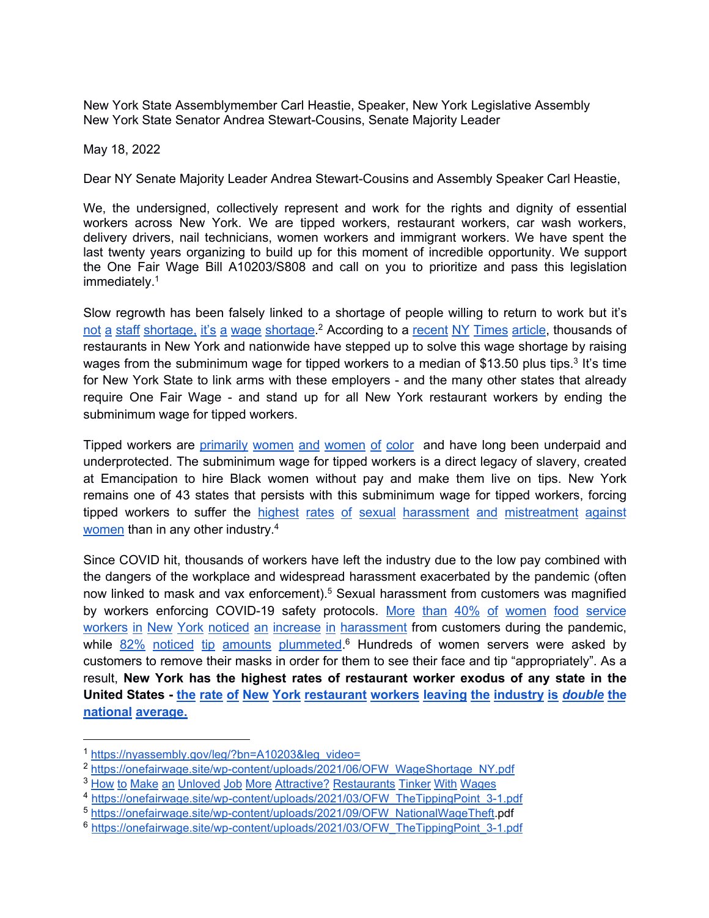New York State Assemblymember Carl Heastie, Speaker, New York Legislative Assembly
New York State Senator Andrea Stewart-Cousins, Senate Majority Leader

May 18, 2022

Dear NY Senate Majority Leader Andrea Stewart-Cousins and Assembly Speaker Carl Heastie,

We, the undersigned, collectively represent and work for the rights and dignity of essential workers across New York. We are tipped workers, restaurant workers, car wash workers, delivery drivers, nail technicians, women workers and immigrant workers. We have spent the last twenty years organizing to build up for this moment of incredible opportunity. We support the One Fair Wage Bill A10203/S808 and call on you to prioritize and pass this legislation immediately.[1]

Slow regrowth has been falsely linked to a shortage of people willing to return to work but it's not a staff shortage, it's a wage shortage.[2] According to a recent NY Times article, thousands of restaurants in New York and nationwide have stepped up to solve this wage shortage by raising wages from the subminimum wage for tipped workers to a median of $13.50 plus tips.[3] It's time for New York State to link arms with these employers - and the many other states that already require One Fair Wage - and stand up for all New York restaurant workers by ending the subminimum wage for tipped workers.

Tipped workers are primarily women and women of color and have long been underpaid and underprotected. The subminimum wage for tipped workers is a direct legacy of slavery, created at Emancipation to hire Black women without pay and make them live on tips. New York remains one of 43 states that persists with this subminimum wage for tipped workers, forcing tipped workers to suffer the highest rates of sexual harassment and mistreatment against women than in any other industry.[4]

Since COVID hit, thousands of workers have left the industry due to the low pay combined with the dangers of the workplace and widespread harassment exacerbated by the pandemic (often now linked to mask and vax enforcement).[5] Sexual harassment from customers was magnified by workers enforcing COVID-19 safety protocols. More than 40% of women food service workers in New York noticed an increase in harassment from customers during the pandemic, while 82% noticed tip amounts plummeted.[6] Hundreds of women servers were asked by customers to remove their masks in order for them to see their face and tip "appropriately". As a result, **New York has the highest rates of restaurant worker exodus of any state in the United States - the rate of New York restaurant workers leaving the industry is *double* the national average.**

---

[1] https://nyassembly.gov/leg/?bn=A10203&leg_video=
[2] https://onefairwage.site/wp-content/uploads/2021/06/OFW_WageShortage_NY.pdf
[3] How to Make an Unloved Job More Attractive? Restaurants Tinker With Wages
[4] https://onefairwage.site/wp-content/uploads/2021/03/OFW_TheTippingPoint_3-1.pdf
[5] https://onefairwage.site/wp-content/uploads/2021/09/OFW_NationalWageTheft.pdf
[6] https://onefairwage.site/wp-content/uploads/2021/03/OFW_TheTippingPoint_3-1.pdf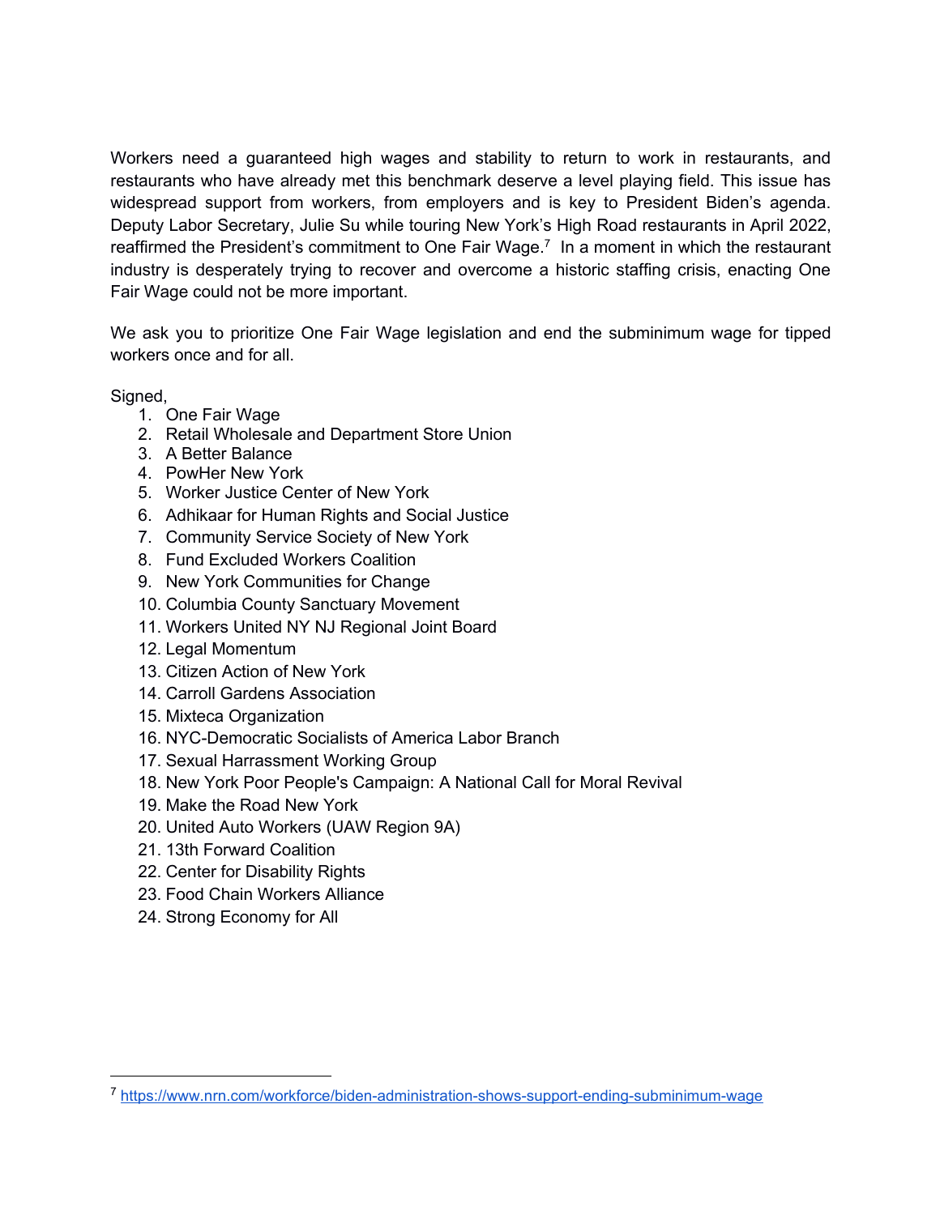Workers need a guaranteed high wages and stability to return to work in restaurants, and restaurants who have already met this benchmark deserve a level playing field. This issue has widespread support from workers, from employers and is key to President Biden's agenda. Deputy Labor Secretary, Julie Su while touring New York's High Road restaurants in April 2022, reaffirmed the President's commitment to One Fair Wage.[7] In a moment in which the restaurant industry is desperately trying to recover and overcome a historic staffing crisis, enacting One Fair Wage could not be more important.

We ask you to prioritize One Fair Wage legislation and end the subminimum wage for tipped workers once and for all.

Signed,

1. One Fair Wage
2. Retail Wholesale and Department Store Union
3. A Better Balance
4. PowHer New York
5. Worker Justice Center of New York
6. Adhikaar for Human Rights and Social Justice
7. Community Service Society of New York
8. Fund Excluded Workers Coalition
9. New York Communities for Change
10. Columbia County Sanctuary Movement
11. Workers United NY NJ Regional Joint Board
12. Legal Momentum
13. Citizen Action of New York
14. Carroll Gardens Association
15. Mixteca Organization
16. NYC-Democratic Socialists of America Labor Branch
17. Sexual Harrassment Working Group
18. New York Poor People's Campaign: A National Call for Moral Revival
19. Make the Road New York
20. United Auto Workers (UAW Region 9A)
21. 13th Forward Coalition
22. Center for Disability Rights
23. Food Chain Workers Alliance
24. Strong Economy for All

[7] https://www.nrn.com/workforce/biden-administration-shows-support-ending-subminimum-wage